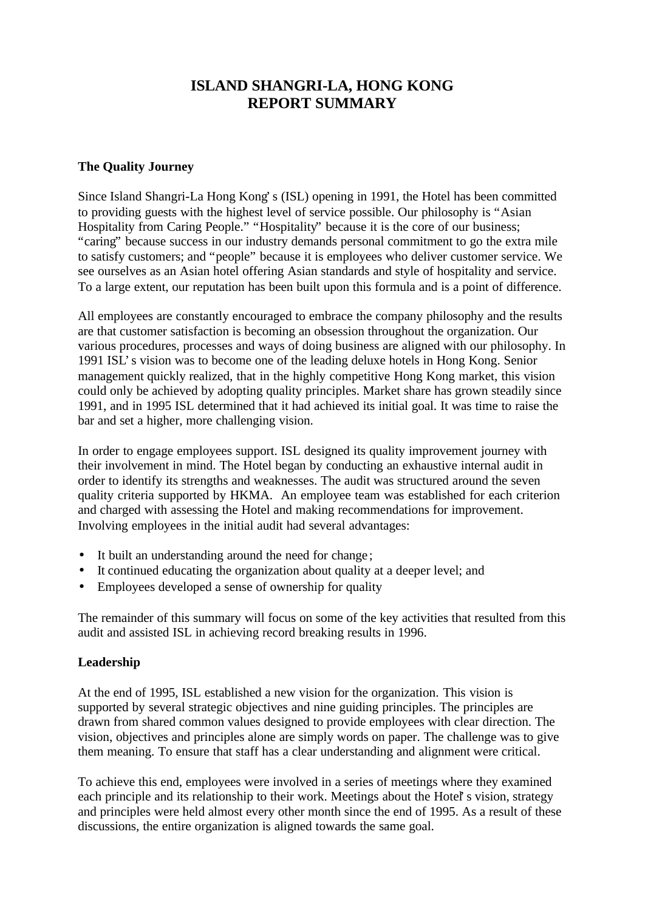# ISLAND SHANGRI-LA, HONG KONG
# REPORT SUMMARY

### The Quality Journey

Since Island Shangri-La Hong Kong's (ISL) opening in 1991, the Hotel has been committed to providing guests with the highest level of service possible. Our philosophy is "Asian Hospitality from Caring People." "Hospitality" because it is the core of our business; "caring" because success in our industry demands personal commitment to go the extra mile to satisfy customers; and "people" because it is employees who deliver customer service. We see ourselves as an Asian hotel offering Asian standards and style of hospitality and service. To a large extent, our reputation has been built upon this formula and is a point of difference.

All employees are constantly encouraged to embrace the company philosophy and the results are that customer satisfaction is becoming an obsession throughout the organization. Our various procedures, processes and ways of doing business are aligned with our philosophy. In 1991 ISL's vision was to become one of the leading deluxe hotels in Hong Kong. Senior management quickly realized, that in the highly competitive Hong Kong market, this vision could only be achieved by adopting quality principles. Market share has grown steadily since 1991, and in 1995 ISL determined that it had achieved its initial goal. It was time to raise the bar and set a higher, more challenging vision.

In order to engage employees support. ISL designed its quality improvement journey with their involvement in mind. The Hotel began by conducting an exhaustive internal audit in order to identify its strengths and weaknesses. The audit was structured around the seven quality criteria supported by HKMA. An employee team was established for each criterion and charged with assessing the Hotel and making recommendations for improvement. Involving employees in the initial audit had several advantages:

- It built an understanding around the need for change;
- It continued educating the organization about quality at a deeper level; and
- Employees developed a sense of ownership for quality

The remainder of this summary will focus on some of the key activities that resulted from this audit and assisted ISL in achieving record breaking results in 1996.

### Leadership

At the end of 1995, ISL established a new vision for the organization. This vision is supported by several strategic objectives and nine guiding principles. The principles are drawn from shared common values designed to provide employees with clear direction. The vision, objectives and principles alone are simply words on paper. The challenge was to give them meaning. To ensure that staff has a clear understanding and alignment were critical.

To achieve this end, employees were involved in a series of meetings where they examined each principle and its relationship to their work. Meetings about the Hotel's vision, strategy and principles were held almost every other month since the end of 1995. As a result of these discussions, the entire organization is aligned towards the same goal.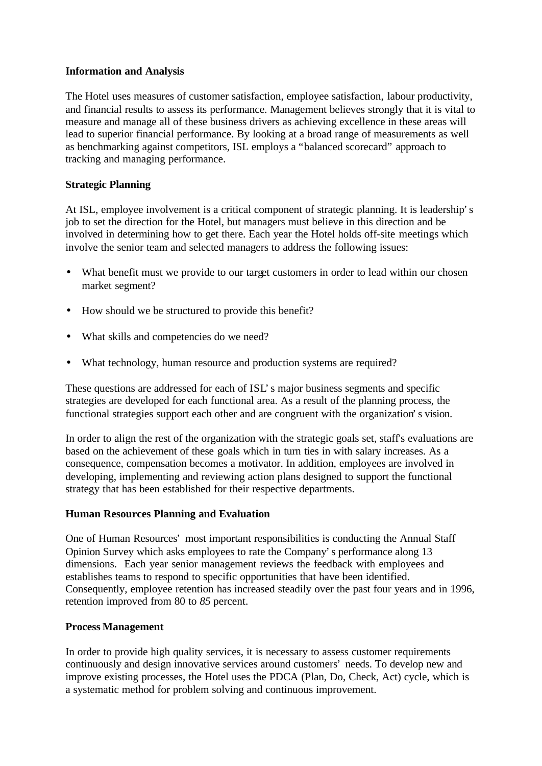**Information and Analysis**

The Hotel uses measures of customer satisfaction, employee satisfaction, labour productivity, and financial results to assess its performance. Management believes strongly that it is vital to measure and manage all of these business drivers as achieving excellence in these areas will lead to superior financial performance. By looking at a broad range of measurements as well as benchmarking against competitors, ISL employs a "balanced scorecard" approach to tracking and managing performance.

**Strategic Planning**

At ISL, employee involvement is a critical component of strategic planning. It is leadership's job to set the direction for the Hotel, but managers must believe in this direction and be involved in determining how to get there. Each year the Hotel holds off-site meetings which involve the senior team and selected managers to address the following issues:

- What benefit must we provide to our target customers in order to lead within our chosen market segment?
- How should we be structured to provide this benefit?
- What skills and competencies do we need?
- What technology, human resource and production systems are required?

These questions are addressed for each of ISL's major business segments and specific strategies are developed for each functional area. As a result of the planning process, the functional strategies support each other and are congruent with the organization's vision.

In order to align the rest of the organization with the strategic goals set, staff's evaluations are based on the achievement of these goals which in turn ties in with salary increases. As a consequence, compensation becomes a motivator. In addition, employees are involved in developing, implementing and reviewing action plans designed to support the functional strategy that has been established for their respective departments.

**Human Resources Planning and Evaluation**

One of Human Resources' most important responsibilities is conducting the Annual Staff Opinion Survey which asks employees to rate the Company's performance along 13 dimensions. Each year senior management reviews the feedback with employees and establishes teams to respond to specific opportunities that have been identified. Consequently, employee retention has increased steadily over the past four years and in 1996, retention improved from 80 to *85* percent.

**Process Management**

In order to provide high quality services, it is necessary to assess customer requirements continuously and design innovative services around customers' needs. To develop new and improve existing processes, the Hotel uses the PDCA (Plan, Do, Check, Act) cycle, which is a systematic method for problem solving and continuous improvement.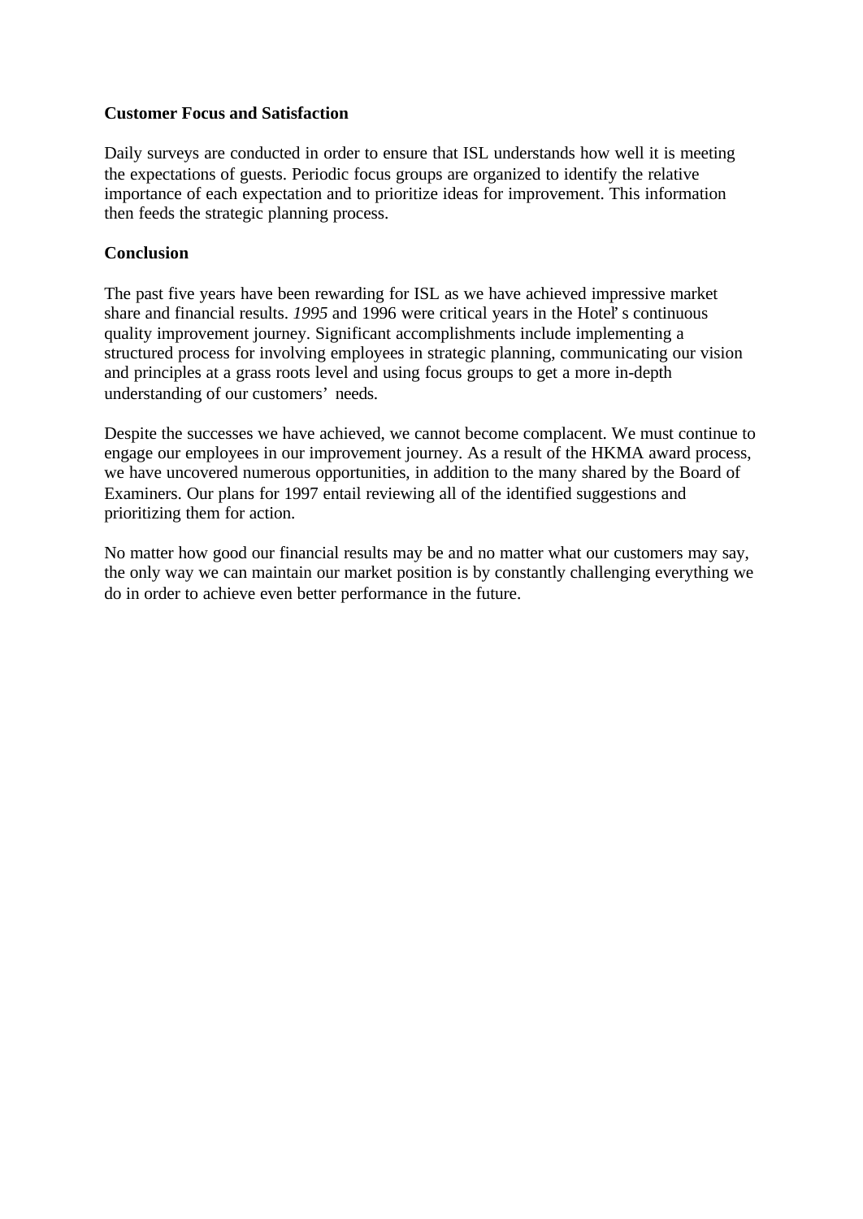**Customer Focus and Satisfaction**

Daily surveys are conducted in order to ensure that ISL understands how well it is meeting the expectations of guests. Periodic focus groups are organized to identify the relative importance of each expectation and to prioritize ideas for improvement. This information then feeds the strategic planning process.

**Conclusion**

The past five years have been rewarding for ISL as we have achieved impressive market share and financial results. *1995* and 1996 were critical years in the Hotel's continuous quality improvement journey. Significant accomplishments include implementing a structured process for involving employees in strategic planning, communicating our vision and principles at a grass roots level and using focus groups to get a more in-depth understanding of our customers' needs.

Despite the successes we have achieved, we cannot become complacent. We must continue to engage our employees in our improvement journey. As a result of the HKMA award process, we have uncovered numerous opportunities, in addition to the many shared by the Board of Examiners. Our plans for 1997 entail reviewing all of the identified suggestions and prioritizing them for action.

No matter how good our financial results may be and no matter what our customers may say, the only way we can maintain our market position is by constantly challenging everything we do in order to achieve even better performance in the future.